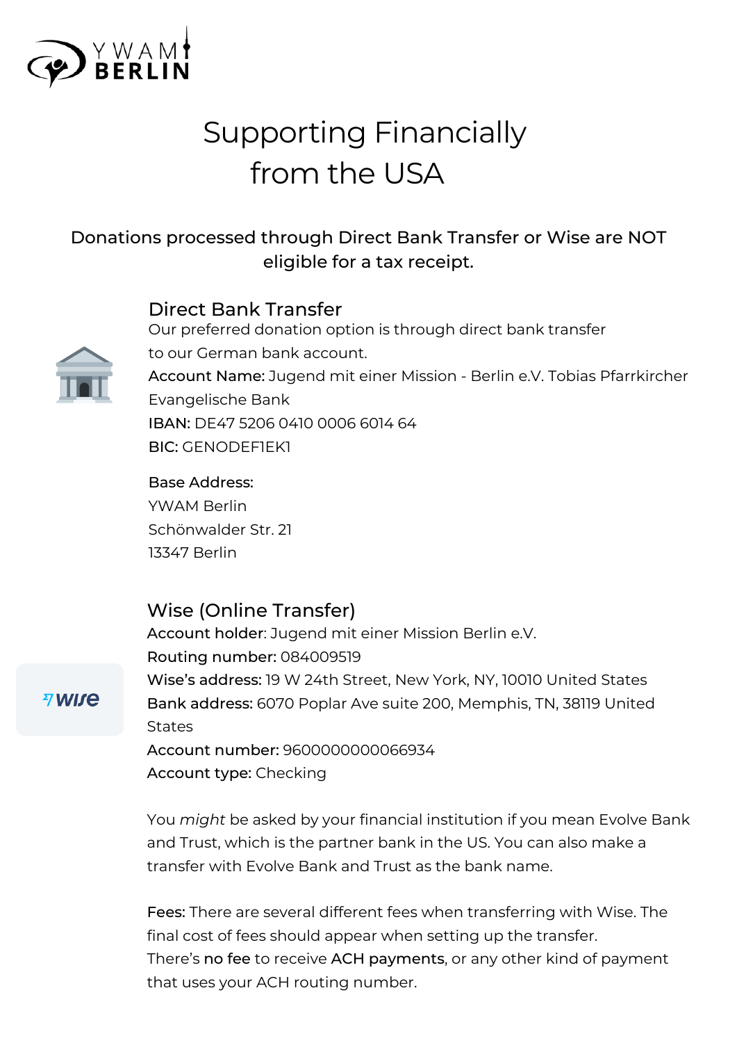YWAM BERLIN

# Supporting Financially from the USA

**Donations processed through Direct Bank Transfer or Wise are NOT eligible for a tax receipt.**

## Direct Bank Transfer

Our preferred donation option is through direct bank transfer to our German bank account.

**Account Name:** Jugend mit einer Mission - Berlin e.V. Tobias Pfarrkircher
Evangelische Bank
**IBAN:** DE47 5206 0410 0006 6014 64
**BIC:** GENODEF1EK1

**Base Address:**
YWAM Berlin
Schönwalder Str. 21
13347 Berlin

## Wise (Online Transfer)

**Account holder**: Jugend mit einer Mission Berlin e.V.
**Routing number:** 084009519
**Wise's address:** 19 W 24th Street, New York, NY, 10010 United States
**Bank address:** 6070 Poplar Ave suite 200, Memphis, TN, 38119 United States
**Account number:** 9600000000066934
**Account type:** Checking

You *might* be asked by your financial institution if you mean Evolve Bank and Trust, which is the partner bank in the US. You can also make a transfer with Evolve Bank and Trust as the bank name.

**Fees:** There are several different fees when transferring with Wise. The final cost of fees should appear when setting up the transfer.
There's **no fee** to receive **ACH payments**, or any other kind of payment that uses your ACH routing number.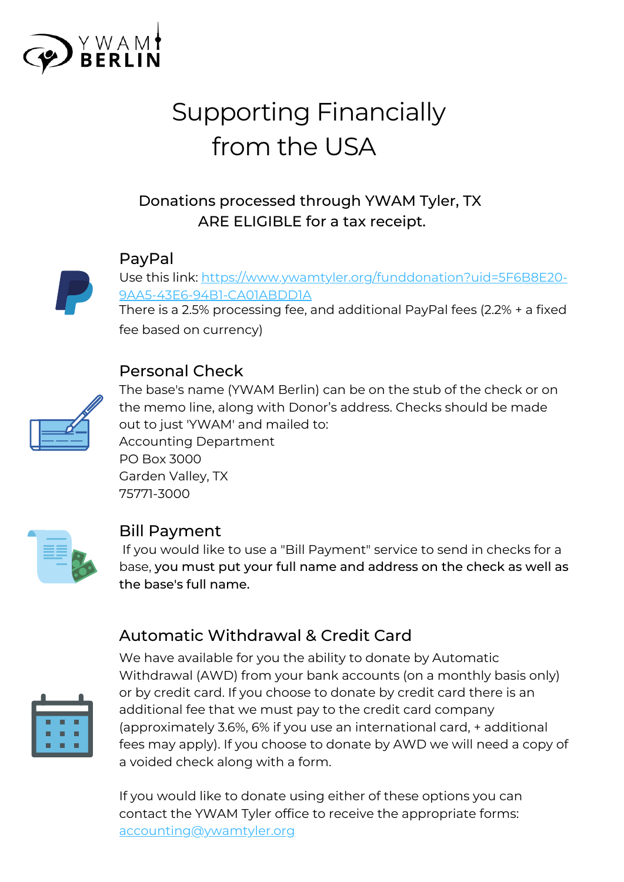YWAM BERLIN

# Supporting Financially from the USA

**Donations processed through YWAM Tyler, TX ARE ELIGIBLE for a tax receipt.**

## PayPal

Use this link: [https://www.ywamtyler.org/funddonation?uid=5F6B8E20-9AA5-43E6-94B1-CA01ABDD1A](https://www.ywamtyler.org/funddonation?uid=5F6B8E20-9AA5-43E6-94B1-CA01ABDD1A)
There is a 2.5% processing fee, and additional PayPal fees (2.2% + a fixed fee based on currency)

## Personal Check

The base's name (YWAM Berlin) can be on the stub of the check or on the memo line, along with Donor's address. Checks should be made out to just 'YWAM' and mailed to:
Accounting Department
PO Box 3000
Garden Valley, TX
75771-3000

## Bill Payment

If you would like to use a "Bill Payment" service to send in checks for a base, **you must put your full name and address on the check as well as the base's full name.**

## Automatic Withdrawal & Credit Card

We have available for you the ability to donate by Automatic Withdrawal (AWD) from your bank accounts (on a monthly basis only) or by credit card. If you choose to donate by credit card there is an additional fee that we must pay to the credit card company (approximately 3.6%, 6% if you use an international card, + additional fees may apply). If you choose to donate by AWD we will need a copy of a voided check along with a form.

If you would like to donate using either of these options you can contact the YWAM Tyler office to receive the appropriate forms: [accounting@ywamtyler.org](mailto:accounting@ywamtyler.org)